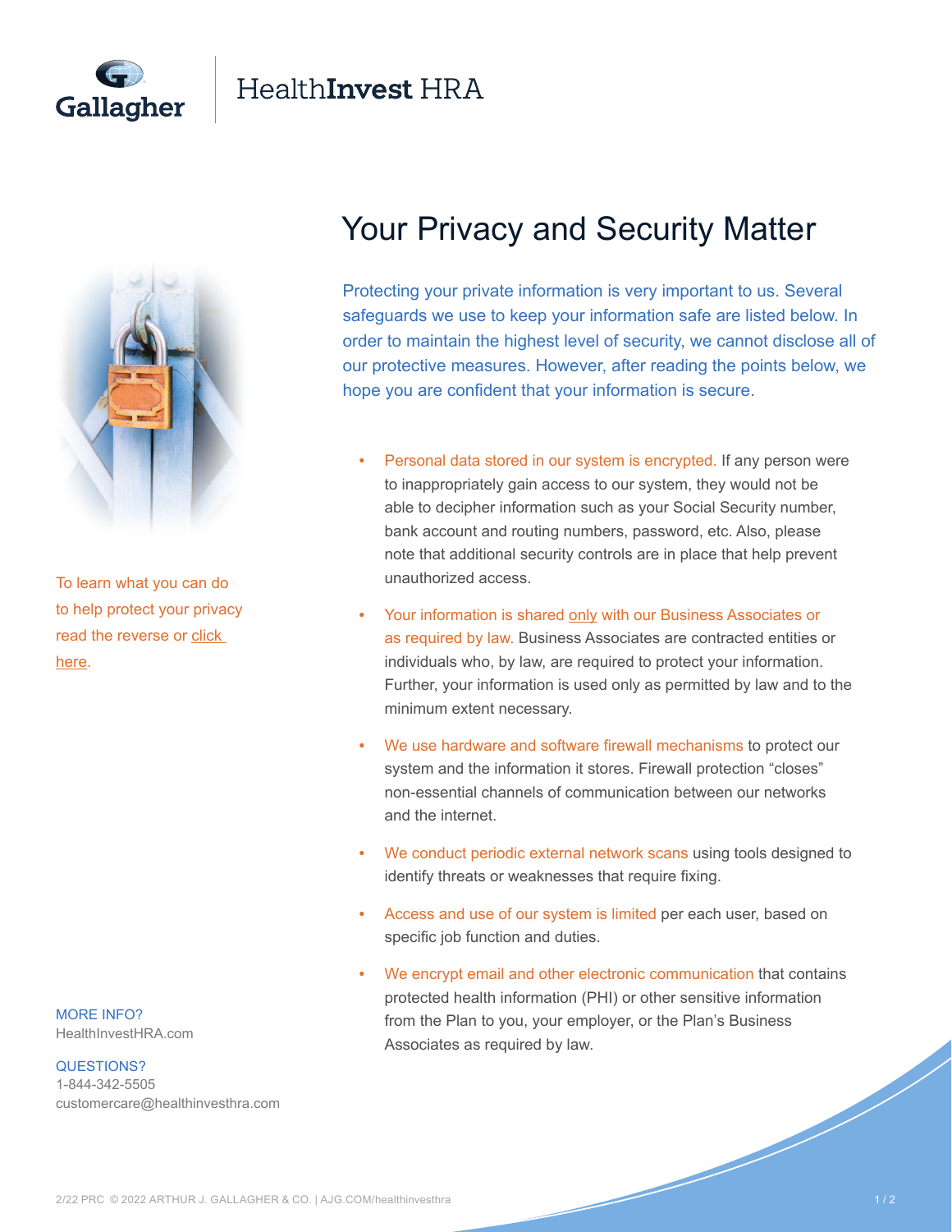Gallagher | HealthInvest HRA

# Your Privacy and Security Matter

Protecting your private information is very important to us. Several safeguards we use to keep your information safe are listed below. In order to maintain the highest level of security, we cannot disclose all of our protective measures. However, after reading the points below, we hope you are confident that your information is secure.

- Personal data stored in our system is encrypted. If any person were to inappropriately gain access to our system, they would not be able to decipher information such as your Social Security number, bank account and routing numbers, password, etc. Also, please note that additional security controls are in place that help prevent unauthorized access.
- Your information is shared only with our Business Associates or as required by law. Business Associates are contracted entities or individuals who, by law, are required to protect your information. Further, your information is used only as permitted by law and to the minimum extent necessary.
- We use hardware and software firewall mechanisms to protect our system and the information it stores. Firewall protection "closes" non-essential channels of communication between our networks and the internet.
- We conduct periodic external network scans using tools designed to identify threats or weaknesses that require fixing.
- Access and use of our system is limited per each user, based on specific job function and duties.
- We encrypt email and other electronic communication that contains protected health information (PHI) or other sensitive information from the Plan to you, your employer, or the Plan's Business Associates as required by law.

To learn what you can do to help protect your privacy read the reverse or click here.

MORE INFO?
HealthInvestHRA.com

QUESTIONS?
1-844-342-5505
customercare@healthinvesthra.com

2/22 PRC © 2022 ARTHUR J. GALLAGHER & CO. | AJG.COM/healthinvesthra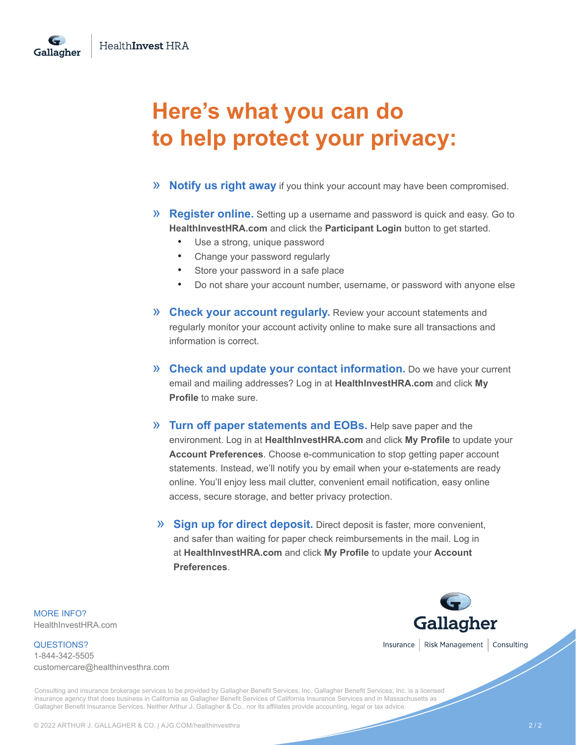Gallagher | HealthInvest HRA

# Here's what you can do to help protect your privacy:

» **Notify us right away** if you think your account may have been compromised.

» **Register online.** Setting up a username and password is quick and easy. Go to **HealthInvestHRA.com** and click the **Participant Login** button to get started.

- Use a strong, unique password
- Change your password regularly
- Store your password in a safe place
- Do not share your account number, username, or password with anyone else

» **Check your account regularly.** Review your account statements and regularly monitor your account activity online to make sure all transactions and information is correct.

» **Check and update your contact information.** Do we have your current email and mailing addresses? Log in at **HealthInvestHRA.com** and click **My Profile** to make sure.

» **Turn off paper statements and EOBs.** Help save paper and the environment. Log in at **HealthInvestHRA.com** and click **My Profile** to update your **Account Preferences**. Choose e-communication to stop getting paper account statements. Instead, we'll notify you by email when your e-statements are ready online. You'll enjoy less mail clutter, convenient email notification, easy online access, secure storage, and better privacy protection.

» **Sign up for direct deposit.** Direct deposit is faster, more convenient, and safer than waiting for paper check reimbursements in the mail. Log in at **HealthInvestHRA.com** and click **My Profile** to update your **Account Preferences**.

MORE INFO?
HealthInvestHRA.com

QUESTIONS?
1-844-342-5505
customercare@healthinvesthra.com

Gallagher
Insurance | Risk Management | Consulting

Consulting and insurance brokerage services to be provided by Gallagher Benefit Services, Inc. Gallagher Benefit Services, Inc. is a licensed insurance agency that does business in California as Gallagher Benefit Services of California Insurance Services and in Massachusetts as Gallagher Benefit Insurance Services. Neither Arthur J. Gallagher & Co., nor its affiliates provide accounting, legal or tax advice.

© 2022 ARTHUR J. GALLAGHER & CO. | AJG.COM/healthinvesthra